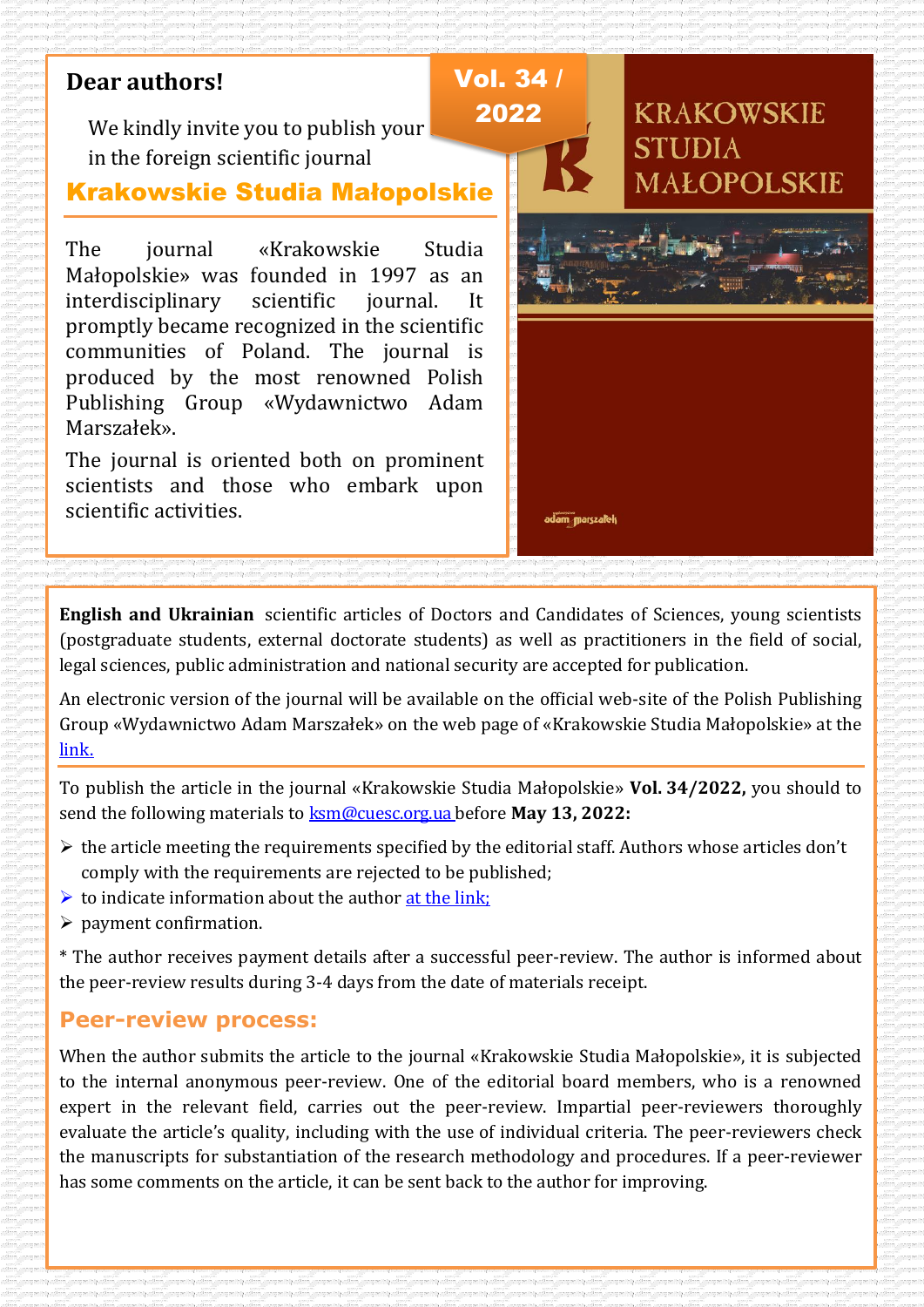**Dear authors!**

We kindly invite you to publish your in the foreign scientific journal

## Krakowskie Studia Małopolskie

**Vol. 34 / 2022**

KRAKOWSKIE STUDIA MAŁOPOLSKIE

The journal «Krakowskie Studia Małopolskie» was founded in 1997 as an interdisciplinary scientific journal. It promptly became recognized in the scientific communities of Poland. The journal is produced by the most renowned Polish Publishing Group «Wydawnictwo Adam Marszałek».

The journal is oriented both on prominent scientists and those who embark upon scientific activities.

**English and Ukrainian** scientific articles of Doctors and Candidates of Sciences, young scientists (postgraduate students, external doctorate students) as well as practitioners in the field of social, legal sciences, public administration and national security are accepted for publication.

An electronic version of the journal will be available on the official web-site of the Polish Publishing Group «Wydawnictwo Adam Marszałek» on the web page of «Krakowskie Studia Małopolskie» at the link.

To publish the article in the journal «Krakowskie Studia Małopolskie» **Vol. 34/2022,** you should to send the following materials to ksm@cuesc.org.ua before **May 13, 2022:**

- the article meeting the requirements specified by the editorial staff. Authors whose articles don't comply with the requirements are rejected to be published;
- to indicate information about the author at the link;
- payment confirmation.

* The author receives payment details after a successful peer-review. The author is informed about the peer-review results during 3-4 days from the date of materials receipt.

## Peer-review process:

When the author submits the article to the journal «Krakowskie Studia Małopolskie», it is subjected to the internal anonymous peer-review. One of the editorial board members, who is a renowned expert in the relevant field, carries out the peer-review. Impartial peer-reviewers thoroughly evaluate the article's quality, including with the use of individual criteria. The peer-reviewers check the manuscripts for substantiation of the research methodology and procedures. If a peer-reviewer has some comments on the article, it can be sent back to the author for improving.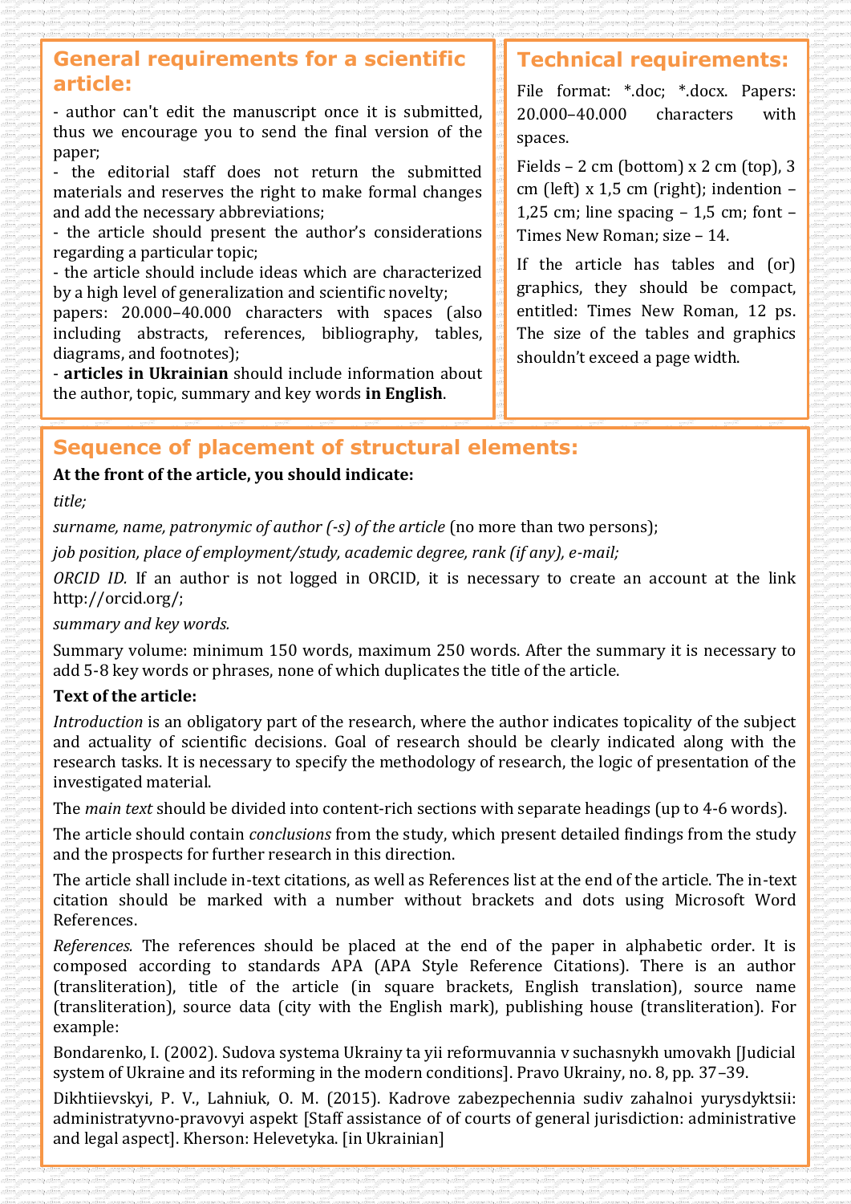## General requirements for a scientific article:

- author can't edit the manuscript once it is submitted, thus we encourage you to send the final version of the paper;
- the editorial staff does not return the submitted materials and reserves the right to make formal changes and add the necessary abbreviations;
- the article should present the author's considerations regarding a particular topic;
- the article should include ideas which are characterized by a high level of generalization and scientific novelty;

papers: 20.000–40.000 characters with spaces (also including abstracts, references, bibliography, tables, diagrams, and footnotes);

- **articles in Ukrainian** should include information about the author, topic, summary and key words **in English**.

## Technical requirements:

File format: *.doc; *.docx. Papers: 20.000–40.000 characters with spaces.

Fields – 2 cm (bottom) x 2 cm (top), 3 cm (left) x 1,5 cm (right); indention – 1,25 cm; line spacing – 1,5 cm; font – Times New Roman; size – 14.

If the article has tables and (or) graphics, they should be compact, entitled: Times New Roman, 12 ps. The size of the tables and graphics shouldn't exceed a page width.

## Sequence of placement of structural elements:

**At the front of the article, you should indicate:**

*title;*

*surname, name, patronymic of author (-s) of the article* (no more than two persons);

*job position, place of employment/study, academic degree, rank (if any), e-mail;*

*ORCID ID.* If an author is not logged in ORCID, it is necessary to create an account at the link http://orcid.org/;

*summary and key words.*

Summary volume: minimum 150 words, maximum 250 words. After the summary it is necessary to add 5-8 key words or phrases, none of which duplicates the title of the article.

**Text of the article:**

*Introduction* is an obligatory part of the research, where the author indicates topicality of the subject and actuality of scientific decisions. Goal of research should be clearly indicated along with the research tasks. It is necessary to specify the methodology of research, the logic of presentation of the investigated material.

The *main text* should be divided into content-rich sections with separate headings (up to 4-6 words).

The article should contain *conclusions* from the study, which present detailed findings from the study and the prospects for further research in this direction.

The article shall include in-text citations, as well as References list at the end of the article. The in-text citation should be marked with a number without brackets and dots using Microsoft Word References.

*References.* The references should be placed at the end of the paper in alphabetic order. It is composed according to standards APA (APA Style Reference Citations). There is an author (transliteration), title of the article (in square brackets, English translation), source name (transliteration), source data (city with the English mark), publishing house (transliteration). For example:

Bondarenko, I. (2002). Sudova systema Ukrainy ta yii reformuvannia v suchasnykh umovakh [Judicial system of Ukraine and its reforming in the modern conditions]. Pravo Ukrainy, no. 8, pp. 37–39.

Dikhtiievskyi, P. V., Lahniuk, O. M. (2015). Kadrove zabezpechennia sudiv zahalnoi yurysdyktsii: administratyvno-pravovyi aspekt [Staff assistance of of courts of general jurisdiction: administrative and legal aspect]. Kherson: Helevetyka. [in Ukrainian]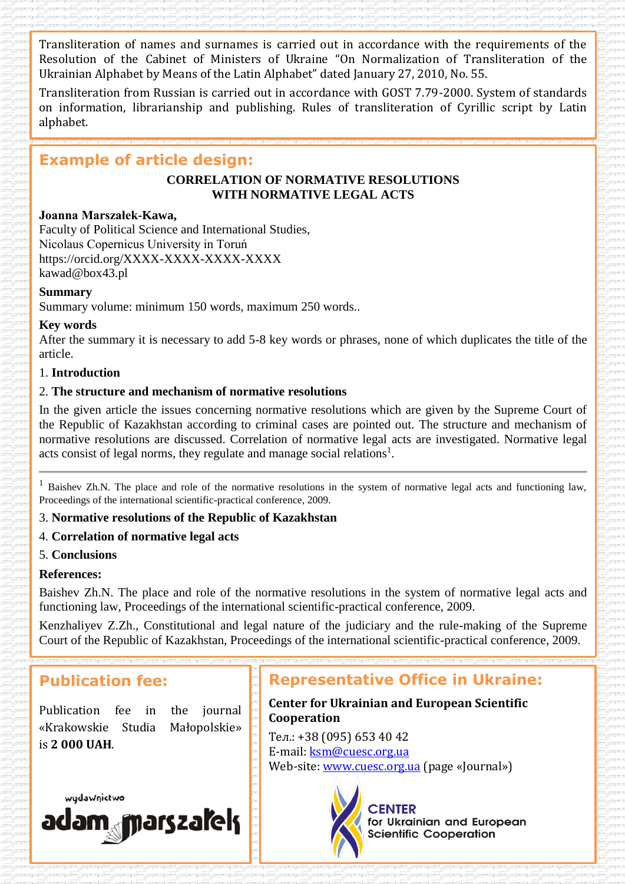Transliteration of names and surnames is carried out in accordance with the requirements of the Resolution of the Cabinet of Ministers of Ukraine “On Normalization of Transliteration of the Ukrainian Alphabet by Means of the Latin Alphabet” dated January 27, 2010, No. 55.

Transliteration from Russian is carried out in accordance with GOST 7.79-2000. System of standards on information, librarianship and publishing. Rules of transliteration of Cyrillic script by Latin alphabet.

## Example of article design:

**CORRELATION OF NORMATIVE RESOLUTIONS WITH NORMATIVE LEGAL ACTS**

**Joanna Marszałek-Kawa,**
Faculty of Political Science and International Studies,
Nicolaus Copernicus University in Toruń
https://orcid.org/XXXX-XXXX-XXXX-XXXX
kawad@box43.pl

**Summary**
Summary volume: minimum 150 words, maximum 250 words..

**Key words**
After the summary it is necessary to add 5-8 key words or phrases, none of which duplicates the title of the article.

1. **Introduction**

2. **The structure and mechanism of normative resolutions**

In the given article the issues concerning normative resolutions which are given by the Supreme Court of the Republic of Kazakhstan according to criminal cases are pointed out. The structure and mechanism of normative resolutions are discussed. Correlation of normative legal acts are investigated. Normative legal acts consist of legal norms, they regulate and manage social relations[1].

[1] Baishev Zh.N. The place and role of the normative resolutions in the system of normative legal acts and functioning law, Proceedings of the international scientific-practical conference, 2009.

3. **Normative resolutions of the Republic of Kazakhstan**

4. **Correlation of normative legal acts**

5. **Conclusions**

**References:**

Baishev Zh.N. The place and role of the normative resolutions in the system of normative legal acts and functioning law, Proceedings of the international scientific-practical conference, 2009.

Kenzhaliyev Z.Zh., Constitutional and legal nature of the judiciary and the rule-making of the Supreme Court of the Republic of Kazakhstan, Proceedings of the international scientific-practical conference, 2009.

## Publication fee:

Publication fee in the journal «Krakowskie Studia Małopolskie» is **2 000 UAH**.

wydawnictwo
adam marszałek

## Representative Office in Ukraine:

**Center for Ukrainian and European Scientific Cooperation**

Тел.: +38 (095) 653 40 42
E-mail: ksm@cuesc.org.ua
Web-site: www.cuesc.org.ua (page «Journal»)

CENTER
for Ukrainian and European
Scientific Cooperation